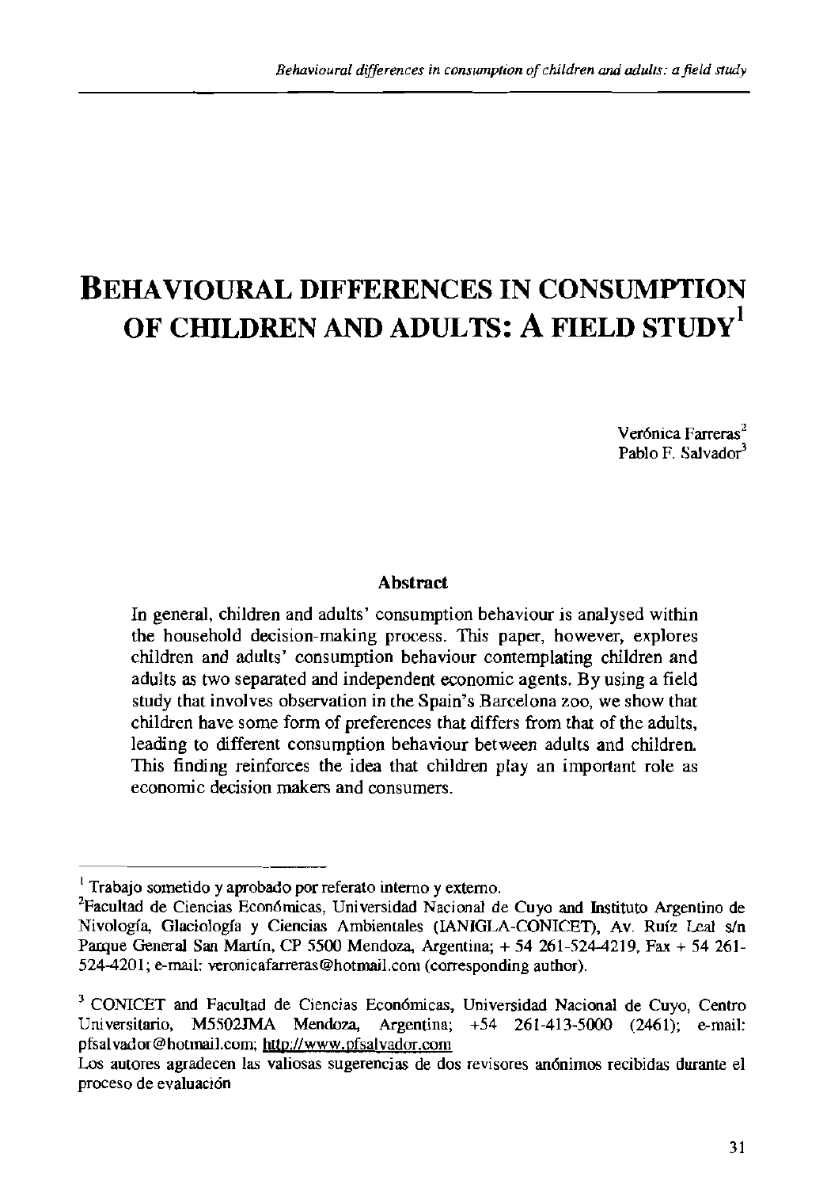# BEHAVIOURAL DIFFERENCES IN CONSUMPTION OF CHILDREN AND ADULTS: A FIELD STUDY[1]

Verónica Farreras[2]
Pablo F. Salvador[3]

### Abstract

In general, children and adults' consumption behaviour is analysed within the household decision-making process. This paper, however, explores children and adults' consumption behaviour contemplating children and adults as two separated and independent economic agents. By using a field study that involves observation in the Spain's Barcelona zoo, we show that children have some form of preferences that differs from that of the adults, leading to different consumption behaviour between adults and children. This finding reinforces the idea that children play an important role as economic decision makers and consumers.

---

[1] Trabajo sometido y aprobado por referato interno y externo.

[2] Facultad de Ciencias Económicas, Universidad Nacional de Cuyo and Instituto Argentino de Nivología, Glaciología y Ciencias Ambientales (IANIGLA-CONICET), Av. Ruíz Leal s/n Parque General San Martín, CP 5500 Mendoza, Argentina; + 54 261-524-4219, Fax + 54 261-524-4201; e-mail: veronicafarreras@hotmail.com (corresponding author).

[3] CONICET and Facultad de Ciencias Económicas, Universidad Nacional de Cuyo, Centro Universitario, M5502JMA Mendoza, Argentina; +54 261-413-5000 (2461); e-mail: pfsalvador@hotmail.com; http://www.pfsalvador.com

Los autores agradecen las valiosas sugerencias de dos revisores anónimos recibidas durante el proceso de evaluación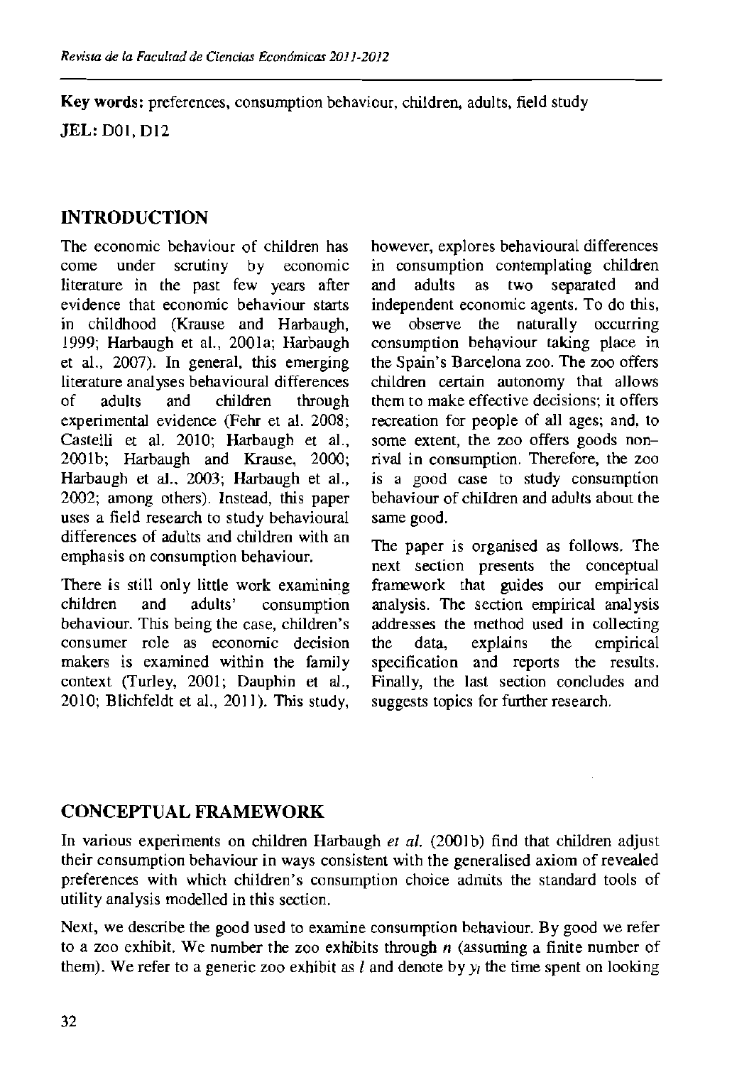**Key words:** preferences, consumption behaviour, children, adults, field study

**JEL:** D01, D12

## INTRODUCTION

The economic behaviour of children has come under scrutiny by economic literature in the past few years after evidence that economic behaviour starts in childhood (Krause and Harbaugh, 1999; Harbaugh et al., 2001a; Harbaugh et al., 2007). In general, this emerging literature analyses behavioural differences of adults and children through experimental evidence (Fehr et al. 2008; Castelli et al. 2010; Harbaugh et al., 2001b; Harbaugh and Krause, 2000; Harbaugh et al., 2003; Harbaugh et al., 2002; among others). Instead, this paper uses a field research to study behavioural differences of adults and children with an emphasis on consumption behaviour.

There is still only little work examining children and adults' consumption behaviour. This being the case, children's consumer role as economic decision makers is examined within the family context (Turley, 2001; Dauphin et al., 2010; Blichfeldt et al., 2011). This study, however, explores behavioural differences in consumption contemplating children and adults as two separated and independent economic agents. To do this, we observe the naturally occurring consumption behaviour taking place in the Spain's Barcelona zoo. The zoo offers children certain autonomy that allows them to make effective decisions; it offers recreation for people of all ages; and, to some extent, the zoo offers goods non-rival in consumption. Therefore, the zoo is a good case to study consumption behaviour of children and adults about the same good.

The paper is organised as follows. The next section presents the conceptual framework that guides our empirical analysis. The section empirical analysis addresses the method used in collecting the data, explains the empirical specification and reports the results. Finally, the last section concludes and suggests topics for further research.

## CONCEPTUAL FRAMEWORK

In various experiments on children Harbaugh *et al.* (2001b) find that children adjust their consumption behaviour in ways consistent with the generalised axiom of revealed preferences with which children's consumption choice admits the standard tools of utility analysis modelled in this section.

Next, we describe the good used to examine consumption behaviour. By good we refer to a zoo exhibit. We number the zoo exhibits through $n$ (assuming a finite number of them). We refer to a generic zoo exhibit as $l$ and denote by $y_l$ the time spent on looking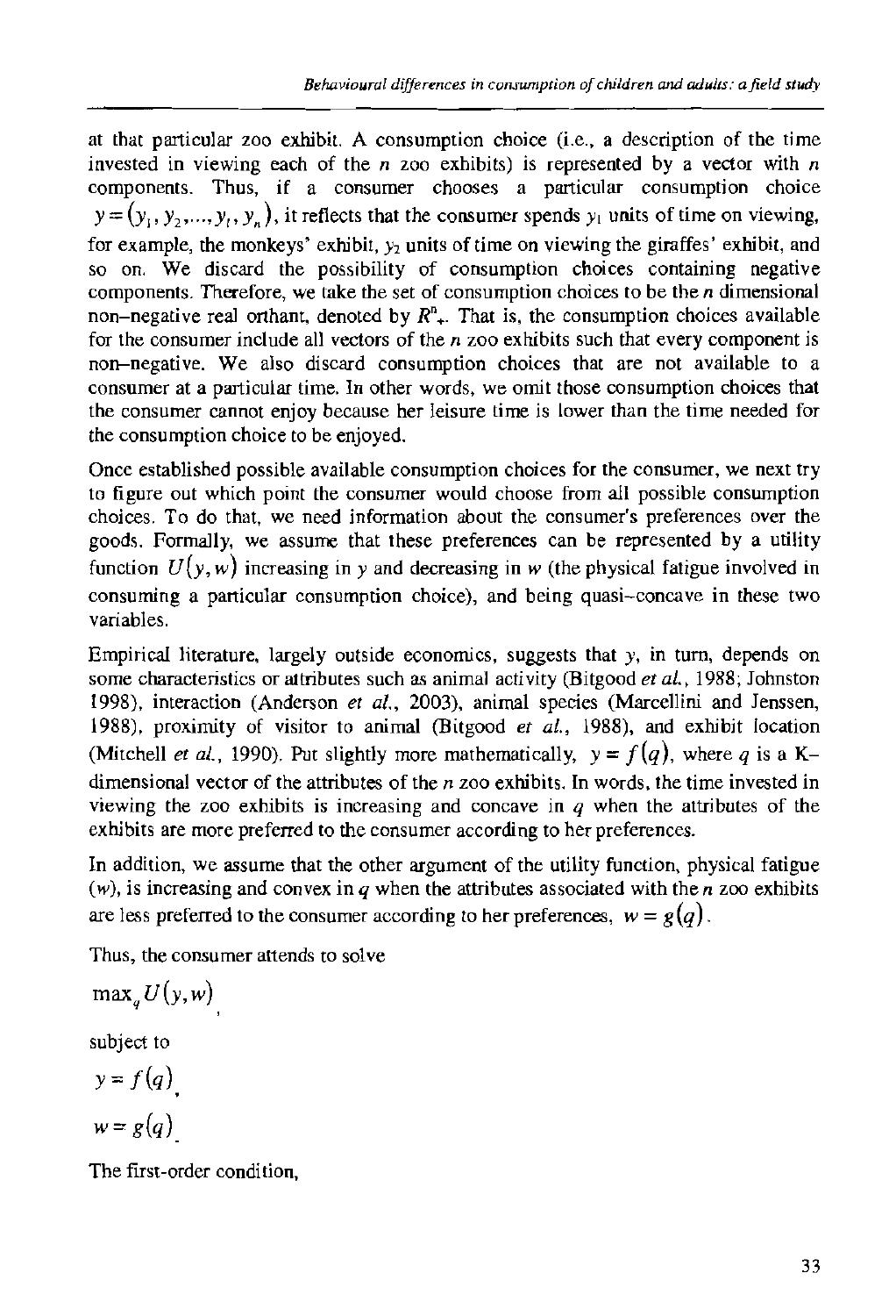at that particular zoo exhibit. A consumption choice (i.e., a description of the time invested in viewing each of the $n$ zoo exhibits) is represented by a vector with $n$ components. Thus, if a consumer chooses a particular consumption choice $y = (y_1, y_2, \ldots, y_l, y_n)$, it reflects that the consumer spends $y_1$ units of time on viewing, for example, the monkeys' exhibit, $y_2$ units of time on viewing the giraffes' exhibit, and so on. We discard the possibility of consumption choices containing negative components. Therefore, we take the set of consumption choices to be the $n$ dimensional non–negative real orthant, denoted by $R^n_+$. That is, the consumption choices available for the consumer include all vectors of the $n$ zoo exhibits such that every component is non–negative. We also discard consumption choices that are not available to a consumer at a particular time. In other words, we omit those consumption choices that the consumer cannot enjoy because her leisure time is lower than the time needed for the consumption choice to be enjoyed.

Once established possible available consumption choices for the consumer, we next try to figure out which point the consumer would choose from all possible consumption choices. To do that, we need information about the consumer's preferences over the goods. Formally, we assume that these preferences can be represented by a utility function $U(y, w)$ increasing in $y$ and decreasing in $w$ (the physical fatigue involved in consuming a particular consumption choice), and being quasi–concave in these two variables.

Empirical literature, largely outside economics, suggests that $y$, in turn, depends on some characteristics or attributes such as animal activity (Bitgood *et al.*, 1988; Johnston 1998), interaction (Anderson *et al.*, 2003), animal species (Marcellini and Jenssen, 1988), proximity of visitor to animal (Bitgood *et al.*, 1988), and exhibit location (Mitchell *et al.*, 1990). Put slightly more mathematically, $y = f(q)$, where $q$ is a K–dimensional vector of the attributes of the $n$ zoo exhibits. In words, the time invested in viewing the zoo exhibits is increasing and concave in $q$ when the attributes of the exhibits are more preferred to the consumer according to her preferences.

In addition, we assume that the other argument of the utility function, physical fatigue ($w$), is increasing and convex in $q$ when the attributes associated with the $n$ zoo exhibits are less preferred to the consumer according to her preferences, $w = g(q)$.

Thus, the consumer attends to solve

$$\max_q U(y, w),$$

subject to

$$y = f(q),$$

$$w = g(q).$$

The first-order condition,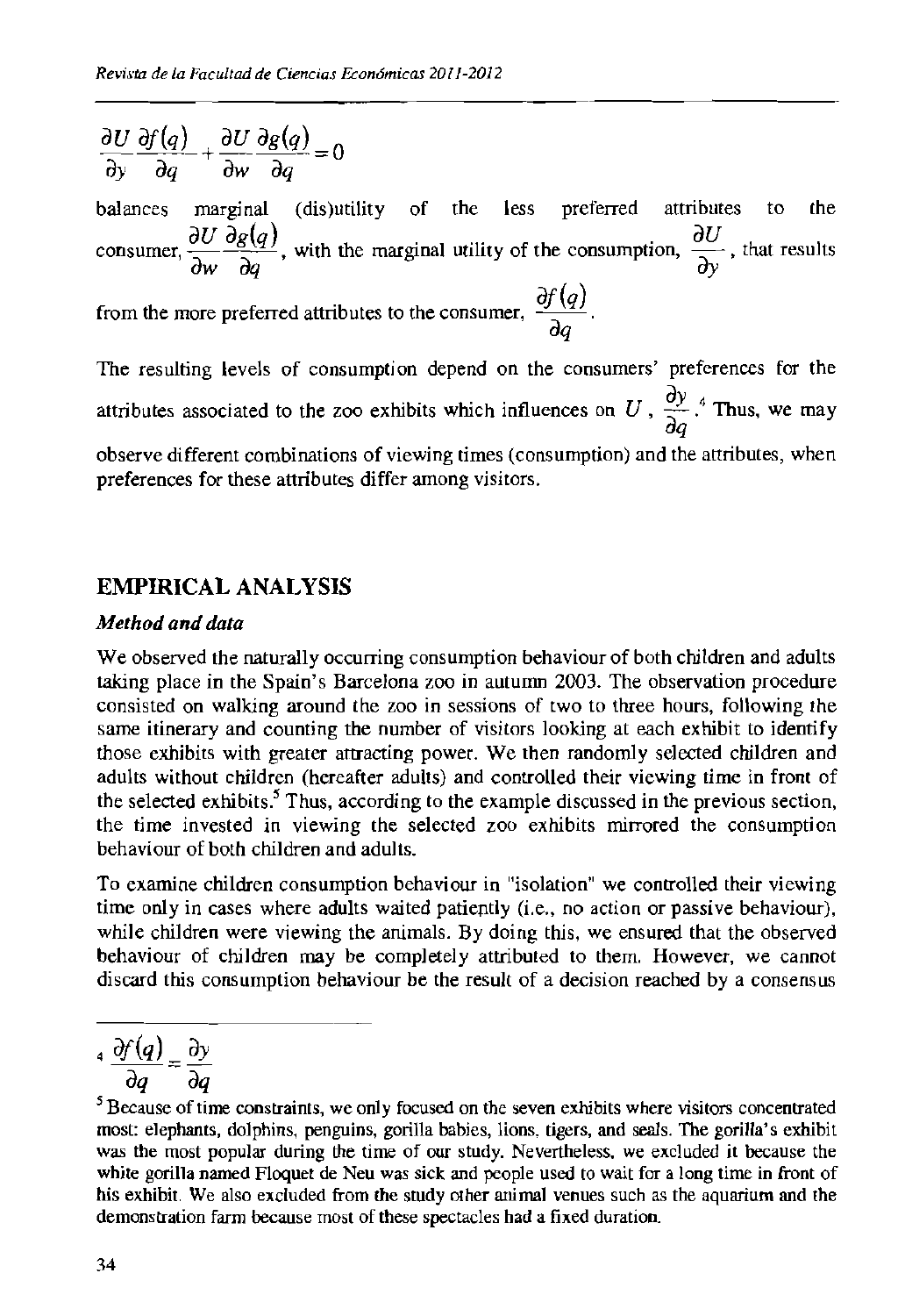$$\frac{\partial U}{\partial y}\frac{\partial f(q)}{\partial q}+\frac{\partial U}{\partial w}\frac{\partial g(q)}{\partial q}=0$$

balances marginal (dis)utility of the less preferred attributes to the consumer, $\frac{\partial U}{\partial w}\frac{\partial g(q)}{\partial q}$, with the marginal utility of the consumption, $\frac{\partial U}{\partial y}$, that results from the more preferred attributes to the consumer, $\frac{\partial f(q)}{\partial q}$.

The resulting levels of consumption depend on the consumers' preferences for the attributes associated to the zoo exhibits which influences on $U$, $\frac{\partial y}{\partial q}$.[4] Thus, we may observe different combinations of viewing times (consumption) and the attributes, when preferences for these attributes differ among visitors.

## EMPIRICAL ANALYSIS

### *Method and data*

We observed the naturally occurring consumption behaviour of both children and adults taking place in the Spain's Barcelona zoo in autumn 2003. The observation procedure consisted on walking around the zoo in sessions of two to three hours, following the same itinerary and counting the number of visitors looking at each exhibit to identify those exhibits with greater attracting power. We then randomly selected children and adults without children (hereafter adults) and controlled their viewing time in front of the selected exhibits.[5] Thus, according to the example discussed in the previous section, the time invested in viewing the selected zoo exhibits mirrored the consumption behaviour of both children and adults.

To examine children consumption behaviour in "isolation" we controlled their viewing time only in cases where adults waited patiently (i.e., no action or passive behaviour), while children were viewing the animals. By doing this, we ensured that the observed behaviour of children may be completely attributed to them. However, we cannot discard this consumption behaviour be the result of a decision reached by a consensus

---

[4] $\frac{\partial f(q)}{\partial q}=\frac{\partial y}{\partial q}$

[5] Because of time constraints, we only focused on the seven exhibits where visitors concentrated most: elephants, dolphins, penguins, gorilla babies, lions, tigers, and seals. The gorilla's exhibit was the most popular during the time of our study. Nevertheless, we excluded it because the white gorilla named Floquet de Neu was sick and people used to wait for a long time in front of his exhibit. We also excluded from the study other animal venues such as the aquarium and the demonstration farm because most of these spectacles had a fixed duration.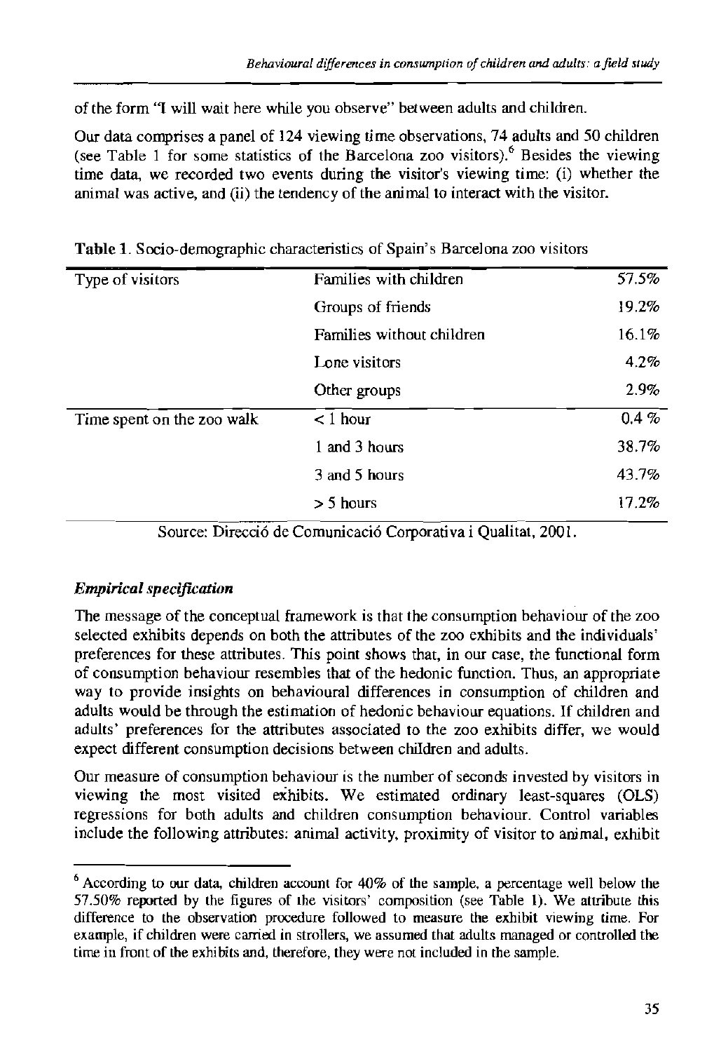of the form "I will wait here while you observe" between adults and children.

Our data comprises a panel of 124 viewing time observations, 74 adults and 50 children (see Table 1 for some statistics of the Barcelona zoo visitors).[6] Besides the viewing time data, we recorded two events during the visitor's viewing time: (i) whether the animal was active, and (ii) the tendency of the animal to interact with the visitor.

**Table 1**. Socio-demographic characteristics of Spain's Barcelona zoo visitors

| | | |
|---|---|---|
| Type of visitors | Families with children | 57.5% |
| | Groups of friends | 19.2% |
| | Families without children | 16.1% |
| | Lone visitors | 4.2% |
| | Other groups | 2.9% |
| Time spent on the zoo walk | < 1 hour | 0.4 % |
| | 1 and 3 hours | 38.7% |
| | 3 and 5 hours | 43.7% |
| | > 5 hours | 17.2% |

Source: Direcció de Comunicació Corporativa i Qualitat, 2001.

### *Empirical specification*

The message of the conceptual framework is that the consumption behaviour of the zoo selected exhibits depends on both the attributes of the zoo exhibits and the individuals' preferences for these attributes. This point shows that, in our case, the functional form of consumption behaviour resembles that of the hedonic function. Thus, an appropriate way to provide insights on behavioural differences in consumption of children and adults would be through the estimation of hedonic behaviour equations. If children and adults' preferences for the attributes associated to the zoo exhibits differ, we would expect different consumption decisions between children and adults.

Our measure of consumption behaviour is the number of seconds invested by visitors in viewing the most visited exhibits. We estimated ordinary least-squares (OLS) regressions for both adults and children consumption behaviour. Control variables include the following attributes: animal activity, proximity of visitor to animal, exhibit

---

[6] According to our data, children account for 40% of the sample, a percentage well below the 57.50% reported by the figures of the visitors' composition (see Table 1). We attribute this difference to the observation procedure followed to measure the exhibit viewing time. For example, if children were carried in strollers, we assumed that adults managed or controlled the time in front of the exhibits and, therefore, they were not included in the sample.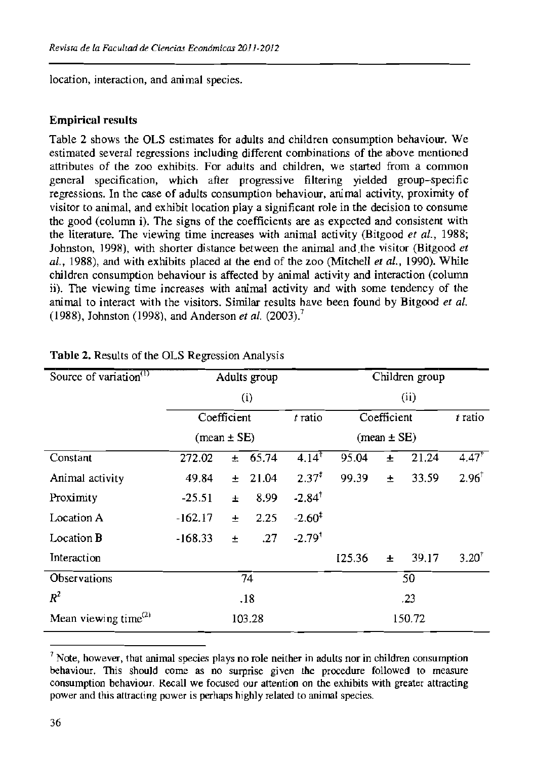location, interaction, and animal species.

### Empirical results

Table 2 shows the OLS estimates for adults and children consumption behaviour. We estimated several regressions including different combinations of the above mentioned attributes of the zoo exhibits. For adults and children, we started from a common general specification, which after progressive filtering yielded group-specific regressions. In the case of adults consumption behaviour, animal activity, proximity of visitor to animal, and exhibit location play a significant role in the decision to consume the good (column i). The signs of the coefficients are as expected and consistent with the literature. The viewing time increases with animal activity (Bitgood *et al.*, 1988; Johnston, 1998), with shorter distance between the animal and the visitor (Bitgood *et al.*, 1988), and with exhibits placed at the end of the zoo (Mitchell *et al.*, 1990). While children consumption behaviour is affected by animal activity and interaction (column ii). The viewing time increases with animal activity and with some tendency of the animal to interact with the visitors. Similar results have been found by Bitgood *et al.* (1988), Johnston (1998), and Anderson *et al.* (2003).[7]

**Table 2.** Results of the OLS Regression Analysis

| Source of variation[(1)] | Adults group (i) | | Children group (ii) | |
|---|---|---|---|---|
| | Coefficient (mean ± SE) | *t* ratio | Coefficient (mean ± SE) | *t* ratio |
| Constant | 272.02 ± 65.74 | 4.14[†] | 95.04 ± 21.24 | 4.47[†] |
| Animal activity | 49.84 ± 21.04 | 2.37[‡] | 99.39 ± 33.59 | 2.96[†] |
| Proximity | -25.51 ± 8.99 | -2.84[†] | | |
| Location A | -162.17 ± 2.25 | -2.60[‡] | | |
| Location B | -168.33 ± .27 | -2.79[†] | | |
| Interaction | | | 125.36 ± 39.17 | 3.20[†] |
| Observations | 74 | | 50 | |
| $R^2$ | .18 | | .23 | |
| Mean viewing time[(2)] | 103.28 | | 150.72 | |

[7] Note, however, that animal species plays no role neither in adults nor in children consumption behaviour. This should come as no surprise given the procedure followed to measure consumption behaviour. Recall we focused our attention on the exhibits with greater attracting power and this attracting power is perhaps highly related to animal species.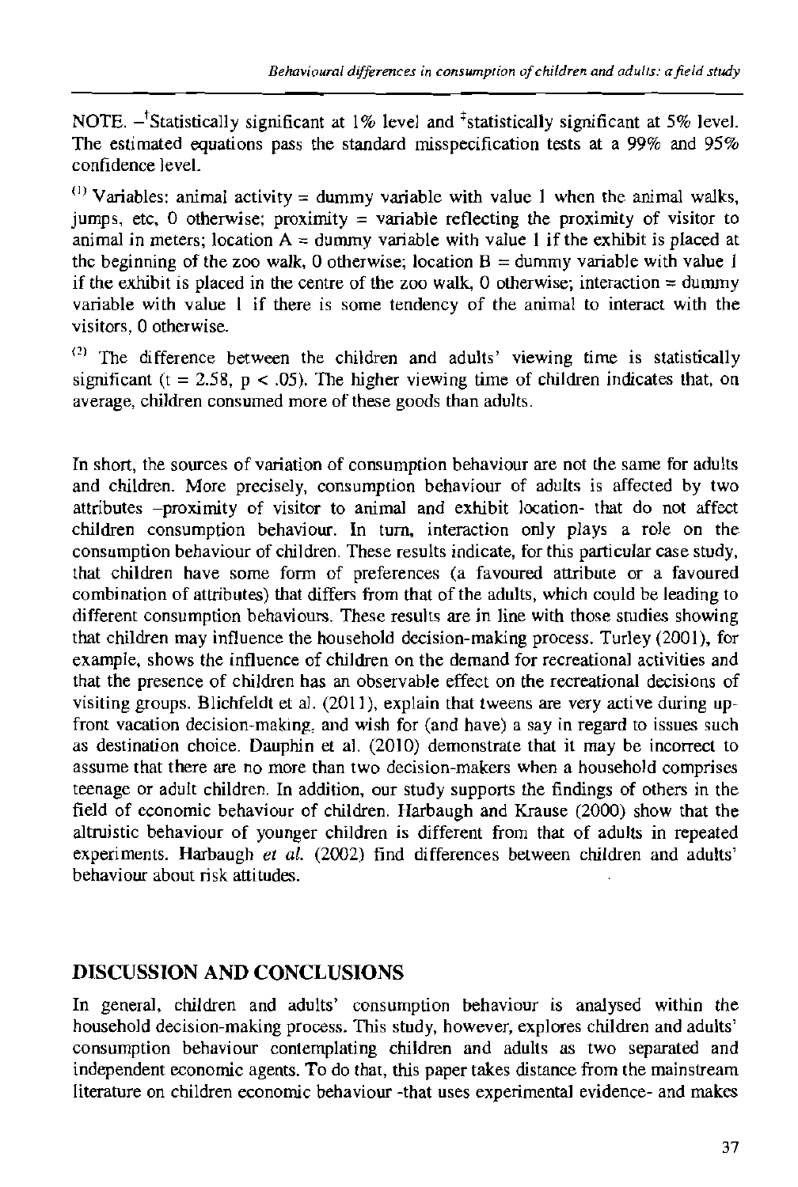NOTE. –[†]Statistically significant at 1% level and [‡]statistically significant at 5% level. The estimated equations pass the standard misspecification tests at a 99% and 95% confidence level.

[(1)] Variables: animal activity = dummy variable with value 1 when the animal walks, jumps, etc, 0 otherwise; proximity = variable reflecting the proximity of visitor to animal in meters; location A = dummy variable with value 1 if the exhibit is placed at the beginning of the zoo walk, 0 otherwise; location B = dummy variable with value 1 if the exhibit is placed in the centre of the zoo walk, 0 otherwise; interaction = dummy variable with value 1 if there is some tendency of the animal to interact with the visitors, 0 otherwise.

[(2)] The difference between the children and adults' viewing time is statistically significant ($t = 2.58$, $p < .05$). The higher viewing time of children indicates that, on average, children consumed more of these goods than adults.

In short, the sources of variation of consumption behaviour are not the same for adults and children. More precisely, consumption behaviour of adults is affected by two attributes –proximity of visitor to animal and exhibit location- that do not affect children consumption behaviour. In turn, interaction only plays a role on the consumption behaviour of children. These results indicate, for this particular case study, that children have some form of preferences (a favoured attribute or a favoured combination of attributes) that differs from that of the adults, which could be leading to different consumption behaviours. These results are in line with those studies showing that children may influence the household decision-making process. Turley (2001), for example, shows the influence of children on the demand for recreational activities and that the presence of children has an observable effect on the recreational decisions of visiting groups. Blichfeldt et al. (2011), explain that tweens are very active during up-front vacation decision-making, and wish for (and have) a say in regard to issues such as destination choice. Dauphin et al. (2010) demonstrate that it may be incorrect to assume that there are no more than two decision-makers when a household comprises teenage or adult children. In addition, our study supports the findings of others in the field of economic behaviour of children. Harbaugh and Krause (2000) show that the altruistic behaviour of younger children is different from that of adults in repeated experiments. Harbaugh *et al.* (2002) find differences between children and adults' behaviour about risk attitudes.

## DISCUSSION AND CONCLUSIONS

In general, children and adults' consumption behaviour is analysed within the household decision-making process. This study, however, explores children and adults' consumption behaviour contemplating children and adults as two separated and independent economic agents. To do that, this paper takes distance from the mainstream literature on children economic behaviour -that uses experimental evidence- and makes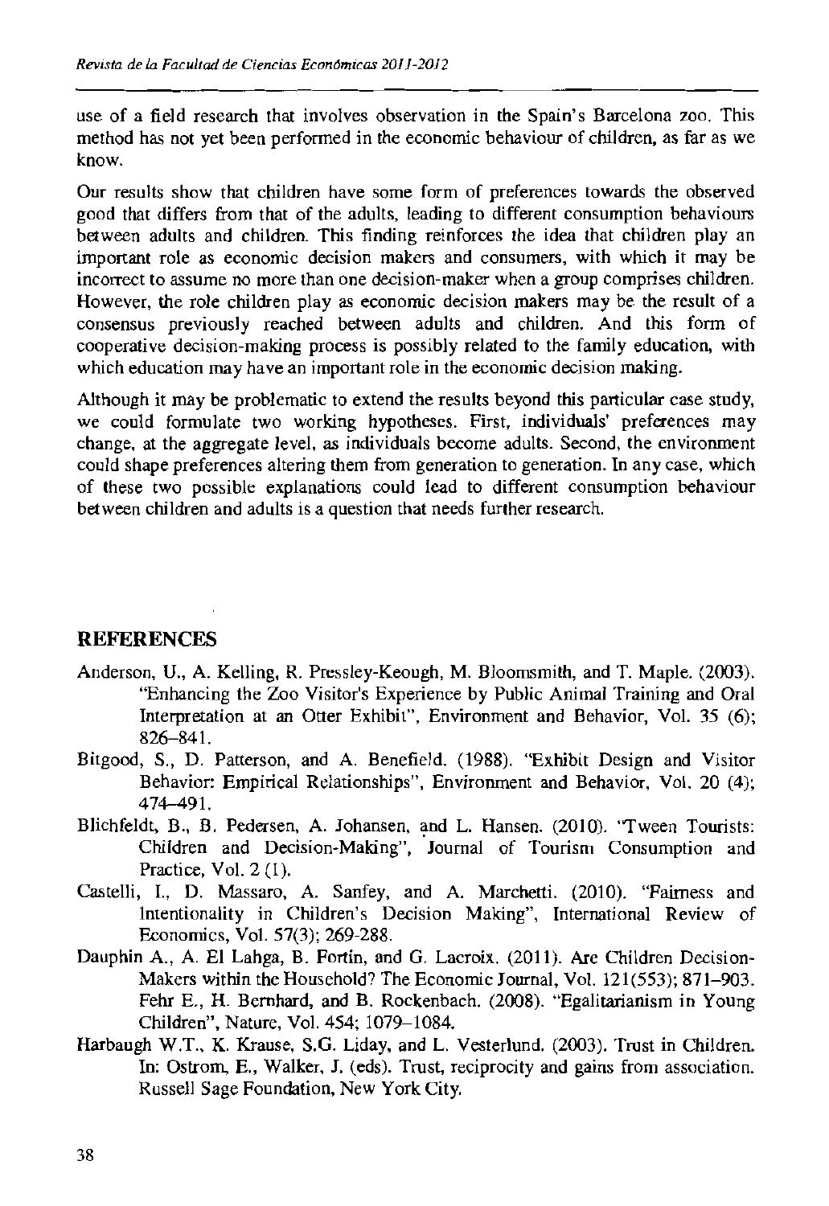use of a field research that involves observation in the Spain's Barcelona zoo. This method has not yet been performed in the economic behaviour of children, as far as we know.

Our results show that children have some form of preferences towards the observed good that differs from that of the adults, leading to different consumption behaviours between adults and children. This finding reinforces the idea that children play an important role as economic decision makers and consumers, with which it may be incorrect to assume no more than one decision-maker when a group comprises children. However, the role children play as economic decision makers may be the result of a consensus previously reached between adults and children. And this form of cooperative decision-making process is possibly related to the family education, with which education may have an important role in the economic decision making.

Although it may be problematic to extend the results beyond this particular case study, we could formulate two working hypotheses. First, individuals' preferences may change, at the aggregate level, as individuals become adults. Second, the environment could shape preferences altering them from generation to generation. In any case, which of these two possible explanations could lead to different consumption behaviour between children and adults is a question that needs further research.

## REFERENCES

Anderson, U., A. Kelling, R. Pressley-Keough, M. Bloomsmith, and T. Maple. (2003). "Enhancing the Zoo Visitor's Experience by Public Animal Training and Oral Interpretation at an Otter Exhibit", Environment and Behavior, Vol. 35 (6); 826–841.

Bitgood, S., D. Patterson, and A. Benefield. (1988). "Exhibit Design and Visitor Behavior: Empirical Relationships", Environment and Behavior, Vol. 20 (4); 474–491.

Blichfeldt, B., B. Pedersen, A. Johansen, and L. Hansen. (2010). "Tween Tourists: Children and Decision-Making", Journal of Tourism Consumption and Practice, Vol. 2 (1).

Castelli, I., D. Massaro, A. Sanfey, and A. Marchetti. (2010). "Fairness and Intentionality in Children's Decision Making", International Review of Economics, Vol. 57(3); 269-288.

Dauphin A., A. El Lahga, B. Fortin, and G. Lacroix. (2011). Are Children Decision-Makers within the Household? The Economic Journal, Vol. 121(553); 871–903.

Fehr E., H. Bernhard, and B. Rockenbach. (2008). "Egalitarianism in Young Children", Nature, Vol. 454; 1079–1084.

Harbaugh W.T., K. Krause, S.G. Liday, and L. Vesterlund. (2003). Trust in Children. In: Ostrom, E., Walker, J. (eds). Trust, reciprocity and gains from association. Russell Sage Foundation, New York City.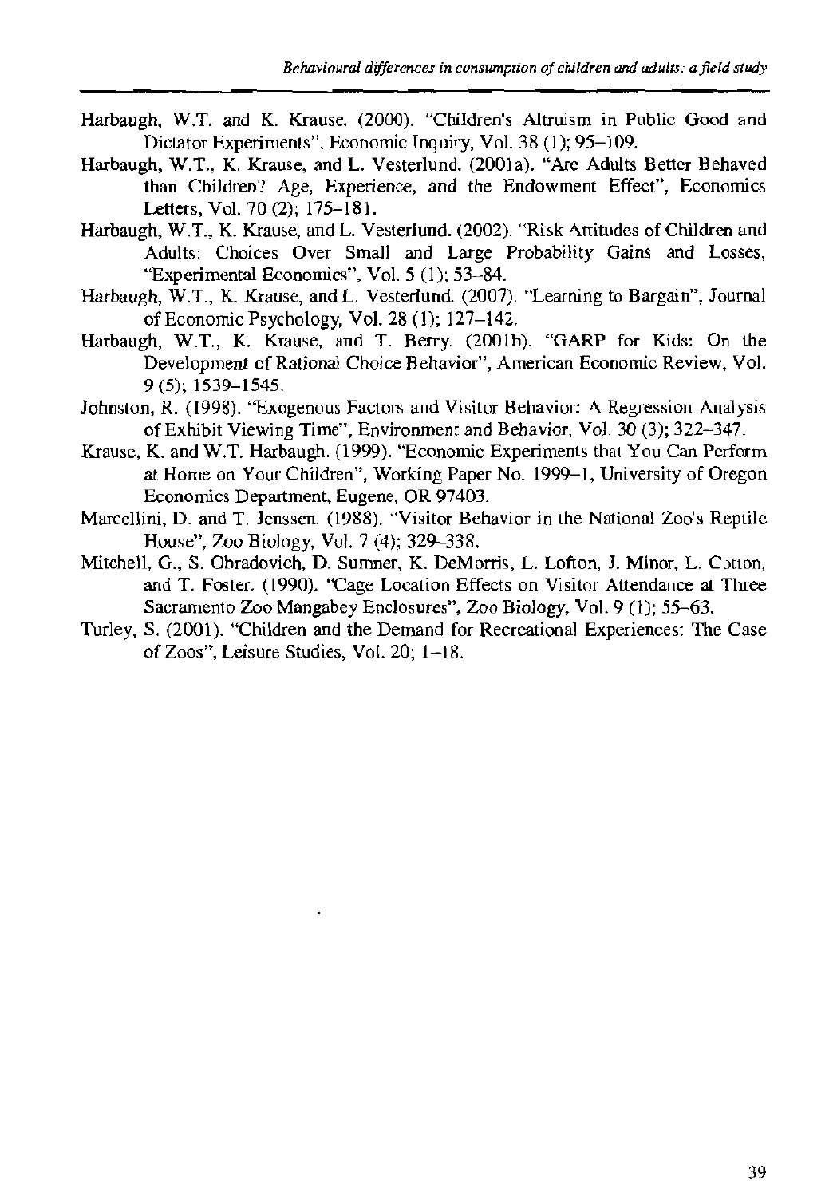Harbaugh, W.T. and K. Krause. (2000). "Children's Altruism in Public Good and Dictator Experiments", Economic Inquiry, Vol. 38 (1); 95–109.

Harbaugh, W.T., K. Krause, and L. Vesterlund. (2001a). "Are Adults Better Behaved than Children? Age, Experience, and the Endowment Effect", Economics Letters, Vol. 70 (2); 175–181.

Harbaugh, W.T., K. Krause, and L. Vesterlund. (2002). "Risk Attitudes of Children and Adults: Choices Over Small and Large Probability Gains and Losses, "Experimental Economics", Vol. 5 (1); 53–84.

Harbaugh, W.T., K. Krause, and L. Vesterlund. (2007). "Learning to Bargain", Journal of Economic Psychology, Vol. 28 (1); 127–142.

Harbaugh, W.T., K. Krause, and T. Berry. (2001b). "GARP for Kids: On the Development of Rational Choice Behavior", American Economic Review, Vol. 9 (5); 1539–1545.

Johnston, R. (1998). "Exogenous Factors and Visitor Behavior: A Regression Analysis of Exhibit Viewing Time", Environment and Behavior, Vol. 30 (3); 322–347.

Krause, K. and W.T. Harbaugh. (1999). "Economic Experiments that You Can Perform at Home on Your Children", Working Paper No. 1999–1, University of Oregon Economics Department, Eugene, OR 97403.

Marcellini, D. and T. Jenssen. (1988). "Visitor Behavior in the National Zoo's Reptile House", Zoo Biology, Vol. 7 (4); 329–338.

Mitchell, G., S. Obradovich, D. Sumner, K. DeMorris, L. Lofton, J. Minor, L. Cotton, and T. Foster. (1990). "Cage Location Effects on Visitor Attendance at Three Sacramento Zoo Mangabey Enclosures", Zoo Biology, Vol. 9 (1); 55–63.

Turley, S. (2001). "Children and the Demand for Recreational Experiences: The Case of Zoos", Leisure Studies, Vol. 20; 1–18.